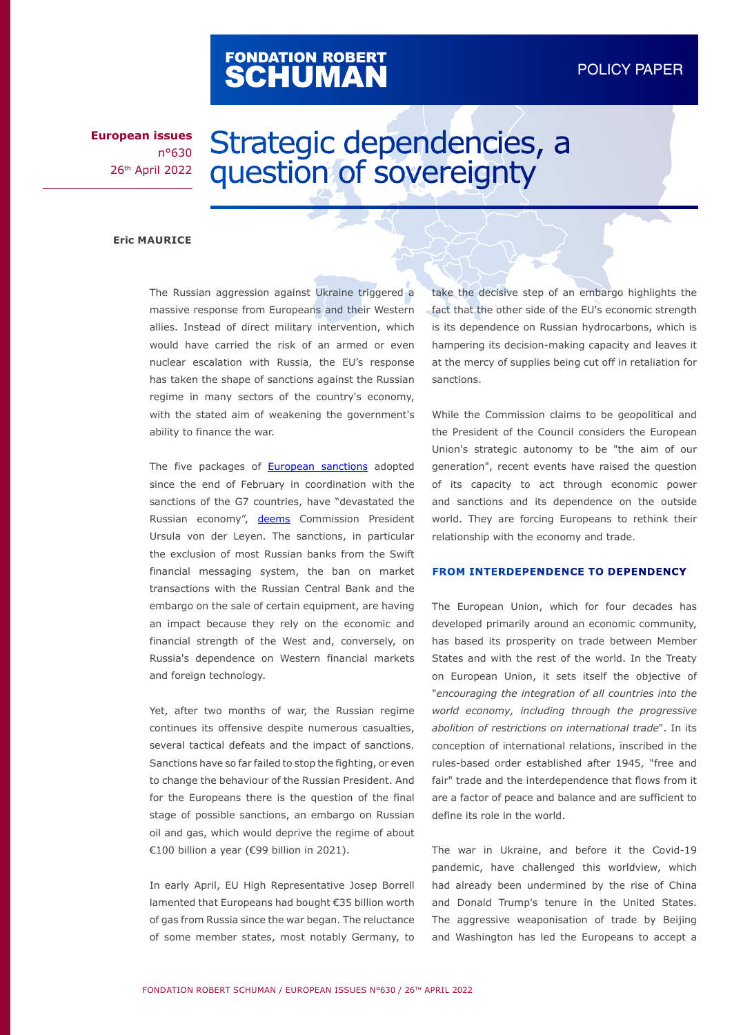FONDATION ROBERT SCHUMAN

POLICY PAPER

**European issues**
n°630
26th April 2022

# Strategic dependencies, a question of sovereignty

**Eric MAURICE**

The Russian aggression against Ukraine triggered a massive response from Europeans and their Western allies. Instead of direct military intervention, which would have carried the risk of an armed or even nuclear escalation with Russia, the EU's response has taken the shape of sanctions against the Russian regime in many sectors of the country's economy, with the stated aim of weakening the government's ability to finance the war.

The five packages of European sanctions adopted since the end of February in coordination with the sanctions of the G7 countries, have "devastated the Russian economy", deems Commission President Ursula von der Leyen. The sanctions, in particular the exclusion of most Russian banks from the Swift financial messaging system, the ban on market transactions with the Russian Central Bank and the embargo on the sale of certain equipment, are having an impact because they rely on the economic and financial strength of the West and, conversely, on Russia's dependence on Western financial markets and foreign technology.

Yet, after two months of war, the Russian regime continues its offensive despite numerous casualties, several tactical defeats and the impact of sanctions. Sanctions have so far failed to stop the fighting, or even to change the behaviour of the Russian President. And for the Europeans there is the question of the final stage of possible sanctions, an embargo on Russian oil and gas, which would deprive the regime of about €100 billion a year (€99 billion in 2021).

In early April, EU High Representative Josep Borrell lamented that Europeans had bought €35 billion worth of gas from Russia since the war began. The reluctance of some member states, most notably Germany, to take the decisive step of an embargo highlights the fact that the other side of the EU's economic strength is its dependence on Russian hydrocarbons, which is hampering its decision-making capacity and leaves it at the mercy of supplies being cut off in retaliation for sanctions.

While the Commission claims to be geopolitical and the President of the Council considers the European Union's strategic autonomy to be "the aim of our generation", recent events have raised the question of its capacity to act through economic power and sanctions and its dependence on the outside world. They are forcing Europeans to rethink their relationship with the economy and trade.

## FROM INTERDEPENDENCE TO DEPENDENCY

The European Union, which for four decades has developed primarily around an economic community, has based its prosperity on trade between Member States and with the rest of the world. In the Treaty on European Union, it sets itself the objective of "*encouraging the integration of all countries into the world economy, including through the progressive abolition of restrictions on international trade*". In its conception of international relations, inscribed in the rules-based order established after 1945, "free and fair" trade and the interdependence that flows from it are a factor of peace and balance and are sufficient to define its role in the world.

The war in Ukraine, and before it the Covid-19 pandemic, have challenged this worldview, which had already been undermined by the rise of China and Donald Trump's tenure in the United States. The aggressive weaponisation of trade by Beijing and Washington has led the Europeans to accept a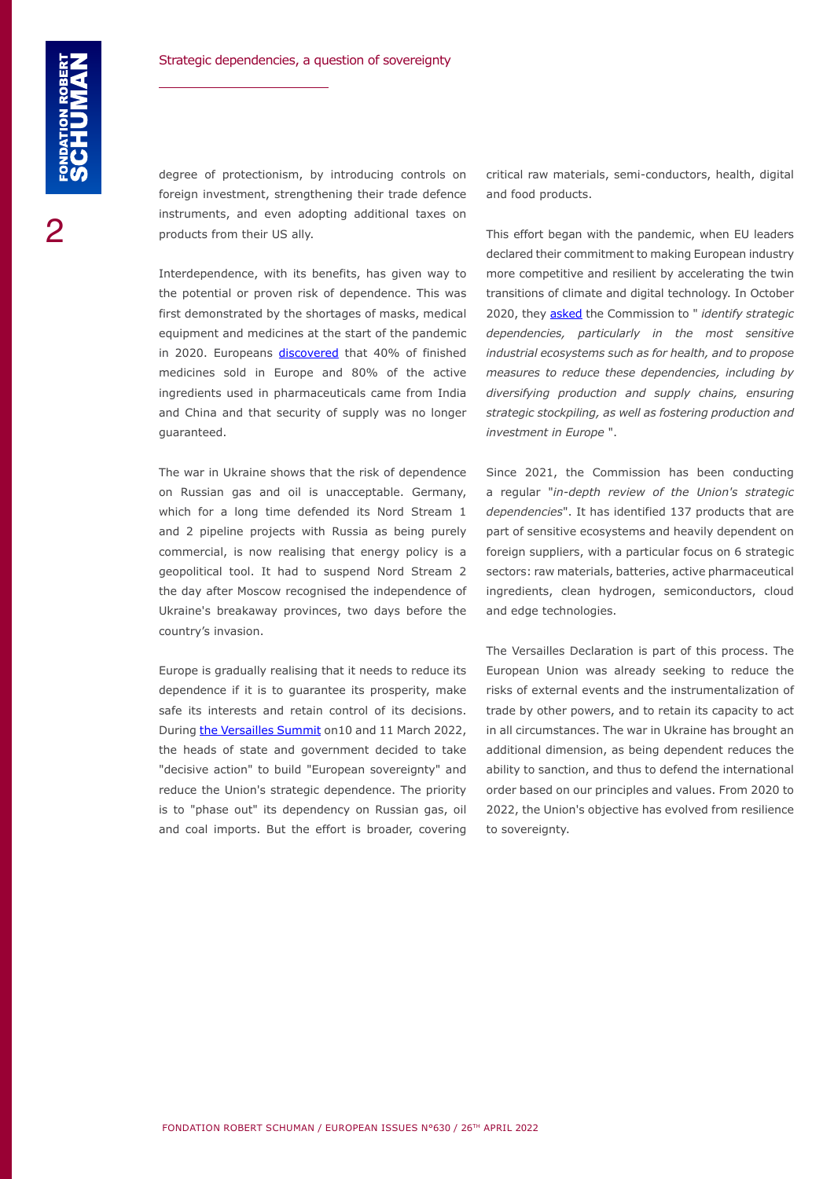degree of protectionism, by introducing controls on foreign investment, strengthening their trade defence instruments, and even adopting additional taxes on products from their US ally.

Interdependence, with its benefits, has given way to the potential or proven risk of dependence. This was first demonstrated by the shortages of masks, medical equipment and medicines at the start of the pandemic in 2020. Europeans discovered that 40% of finished medicines sold in Europe and 80% of the active ingredients used in pharmaceuticals came from India and China and that security of supply was no longer guaranteed.

The war in Ukraine shows that the risk of dependence on Russian gas and oil is unacceptable. Germany, which for a long time defended its Nord Stream 1 and 2 pipeline projects with Russia as being purely commercial, is now realising that energy policy is a geopolitical tool. It had to suspend Nord Stream 2 the day after Moscow recognised the independence of Ukraine's breakaway provinces, two days before the country's invasion.

Europe is gradually realising that it needs to reduce its dependence if it is to guarantee its prosperity, make safe its interests and retain control of its decisions. During the Versailles Summit on10 and 11 March 2022, the heads of state and government decided to take "decisive action" to build "European sovereignty" and reduce the Union's strategic dependence. The priority is to "phase out" its dependency on Russian gas, oil and coal imports. But the effort is broader, covering critical raw materials, semi-conductors, health, digital and food products.

This effort began with the pandemic, when EU leaders declared their commitment to making European industry more competitive and resilient by accelerating the twin transitions of climate and digital technology. In October 2020, they asked the Commission to " *identify strategic dependencies, particularly in the most sensitive industrial ecosystems such as for health, and to propose measures to reduce these dependencies, including by diversifying production and supply chains, ensuring strategic stockpiling, as well as fostering production and investment in Europe* ".

Since 2021, the Commission has been conducting a regular "*in-depth review of the Union's strategic dependencies*". It has identified 137 products that are part of sensitive ecosystems and heavily dependent on foreign suppliers, with a particular focus on 6 strategic sectors: raw materials, batteries, active pharmaceutical ingredients, clean hydrogen, semiconductors, cloud and edge technologies.

The Versailles Declaration is part of this process. The European Union was already seeking to reduce the risks of external events and the instrumentalization of trade by other powers, and to retain its capacity to act in all circumstances. The war in Ukraine has brought an additional dimension, as being dependent reduces the ability to sanction, and thus to defend the international order based on our principles and values. From 2020 to 2022, the Union's objective has evolved from resilience to sovereignty.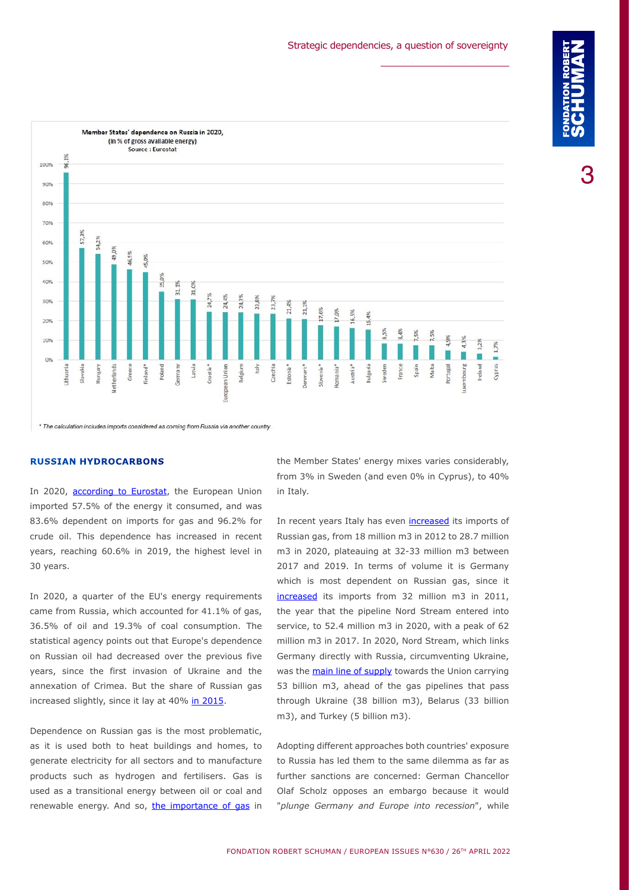**Member States' dependence on Russia in 2020, (in % of gross available energy)**
**Source : Eurostat**

| Country | % |
|---|---|
| Lithuania | 96,1% |
| Slovakia | 57,3% |
| Hungary | 54,2% |
| Netherlands | 49,0% |
| Greece | 46,5% |
| Finland* | 45,0% |
| Poland | 35,0% |
| Germany | 31,1% |
| Latvia | 31,0% |
| Croatia* | 24,7% |
| European Union | 24,4% |
| Belgium | 24,3% |
| Italy | 23,8% |
| Czechia | 23,7% |
| Estonia* | 21,4% |
| Denmark* | 21,1% |
| Slovenia* | 17,6% |
| Romania* | 17,0% |
| Austria* | 16,5% |
| Bulgaria | 15,4% |
| Sweden | 8,5% |
| France | 8,4% |
| Spain | 7,5% |
| Malta | 7,5% |
| Portugal | 4,9% |
| Luxembourg | 4,3% |
| Ireland | 3,2% |
| Cyprus | 1,7% |

*\* The calculation includes imports considered as coming from Russia via another country*

## RUSSIAN HYDROCARBONS

In 2020, according to Eurostat, the European Union imported 57.5% of the energy it consumed, and was 83.6% dependent on imports for gas and 96.2% for crude oil. This dependence has increased in recent years, reaching 60.6% in 2019, the highest level in 30 years.

In 2020, a quarter of the EU's energy requirements came from Russia, which accounted for 41.1% of gas, 36.5% of oil and 19.3% of coal consumption. The statistical agency points out that Europe's dependence on Russian oil had decreased over the previous five years, since the first invasion of Ukraine and the annexation of Crimea. But the share of Russian gas increased slightly, since it lay at 40% in 2015.

Dependence on Russian gas is the most problematic, as it is used both to heat buildings and homes, to generate electricity for all sectors and to manufacture products such as hydrogen and fertilisers. Gas is used as a transitional energy between oil or coal and renewable energy. And so, the importance of gas in the Member States' energy mixes varies considerably, from 3% in Sweden (and even 0% in Cyprus), to 40% in Italy.

In recent years Italy has even increased its imports of Russian gas, from 18 million m3 in 2012 to 28.7 million m3 in 2020, plateauing at 32-33 million m3 between 2017 and 2019. In terms of volume it is Germany which is most dependent on Russian gas, since it increased its imports from 32 million m3 in 2011, the year that the pipeline Nord Stream entered into service, to 52.4 million m3 in 2020, with a peak of 62 million m3 in 2017. In 2020, Nord Stream, which links Germany directly with Russia, circumventing Ukraine, was the main line of supply towards the Union carrying 53 billion m3, ahead of the gas pipelines that pass through Ukraine (38 billion m3), Belarus (33 billion m3), and Turkey (5 billion m3).

Adopting different approaches both countries' exposure to Russia has led them to the same dilemma as far as further sanctions are concerned: German Chancellor Olaf Scholz opposes an embargo because it would "*plunge Germany and Europe into recession*", while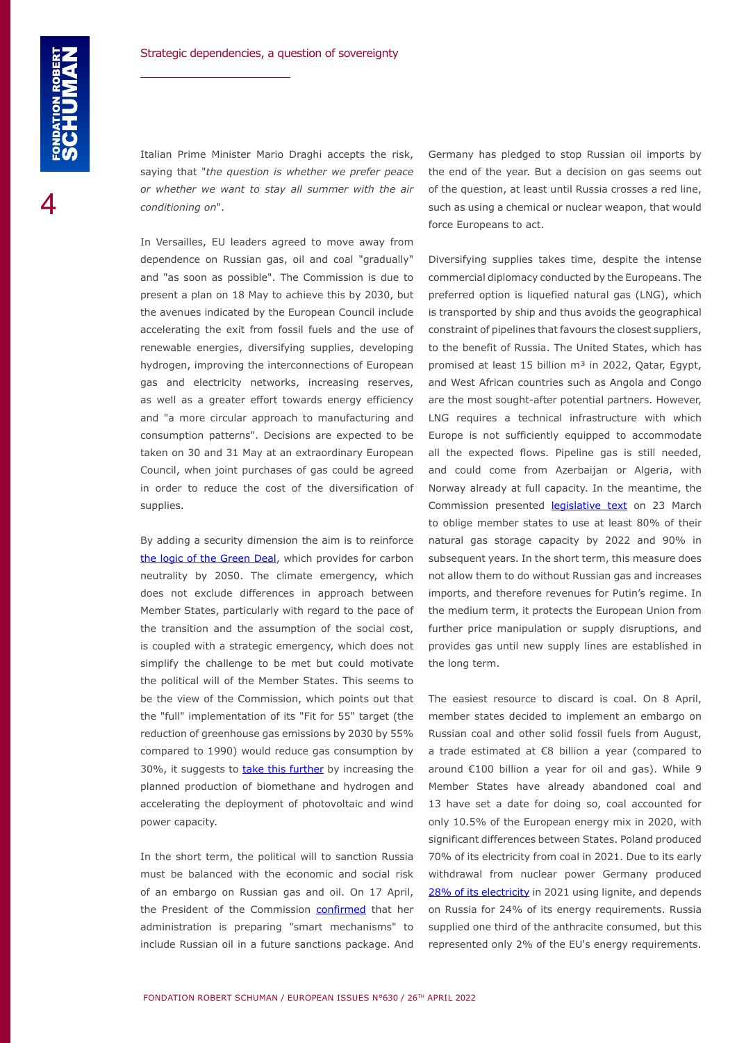Italian Prime Minister Mario Draghi accepts the risk, saying that "*the question is whether we prefer peace or whether we want to stay all summer with the air conditioning on*".

In Versailles, EU leaders agreed to move away from dependence on Russian gas, oil and coal "gradually" and "as soon as possible". The Commission is due to present a plan on 18 May to achieve this by 2030, but the avenues indicated by the European Council include accelerating the exit from fossil fuels and the use of renewable energies, diversifying supplies, developing hydrogen, improving the interconnections of European gas and electricity networks, increasing reserves, as well as a greater effort towards energy efficiency and "a more circular approach to manufacturing and consumption patterns". Decisions are expected to be taken on 30 and 31 May at an extraordinary European Council, when joint purchases of gas could be agreed in order to reduce the cost of the diversification of supplies.

By adding a security dimension the aim is to reinforce the logic of the Green Deal, which provides for carbon neutrality by 2050. The climate emergency, which does not exclude differences in approach between Member States, particularly with regard to the pace of the transition and the assumption of the social cost, is coupled with a strategic emergency, which does not simplify the challenge to be met but could motivate the political will of the Member States. This seems to be the view of the Commission, which points out that the "full" implementation of its "Fit for 55" target (the reduction of greenhouse gas emissions by 2030 by 55% compared to 1990) would reduce gas consumption by 30%, it suggests to take this further by increasing the planned production of biomethane and hydrogen and accelerating the deployment of photovoltaic and wind power capacity.

In the short term, the political will to sanction Russia must be balanced with the economic and social risk of an embargo on Russian gas and oil. On 17 April, the President of the Commission confirmed that her administration is preparing "smart mechanisms" to include Russian oil in a future sanctions package. And Germany has pledged to stop Russian oil imports by the end of the year. But a decision on gas seems out of the question, at least until Russia crosses a red line, such as using a chemical or nuclear weapon, that would force Europeans to act.

Diversifying supplies takes time, despite the intense commercial diplomacy conducted by the Europeans. The preferred option is liquefied natural gas (LNG), which is transported by ship and thus avoids the geographical constraint of pipelines that favours the closest suppliers, to the benefit of Russia. The United States, which has promised at least 15 billion m³ in 2022, Qatar, Egypt, and West African countries such as Angola and Congo are the most sought-after potential partners. However, LNG requires a technical infrastructure with which Europe is not sufficiently equipped to accommodate all the expected flows. Pipeline gas is still needed, and could come from Azerbaijan or Algeria, with Norway already at full capacity. In the meantime, the Commission presented legislative text on 23 March to oblige member states to use at least 80% of their natural gas storage capacity by 2022 and 90% in subsequent years. In the short term, this measure does not allow them to do without Russian gas and increases imports, and therefore revenues for Putin's regime. In the medium term, it protects the European Union from further price manipulation or supply disruptions, and provides gas until new supply lines are established in the long term.

The easiest resource to discard is coal. On 8 April, member states decided to implement an embargo on Russian coal and other solid fossil fuels from August, a trade estimated at €8 billion a year (compared to around €100 billion a year for oil and gas). While 9 Member States have already abandoned coal and 13 have set a date for doing so, coal accounted for only 10.5% of the European energy mix in 2020, with significant differences between States. Poland produced 70% of its electricity from coal in 2021. Due to its early withdrawal from nuclear power Germany produced 28% of its electricity in 2021 using lignite, and depends on Russia for 24% of its energy requirements. Russia supplied one third of the anthracite consumed, but this represented only 2% of the EU's energy requirements.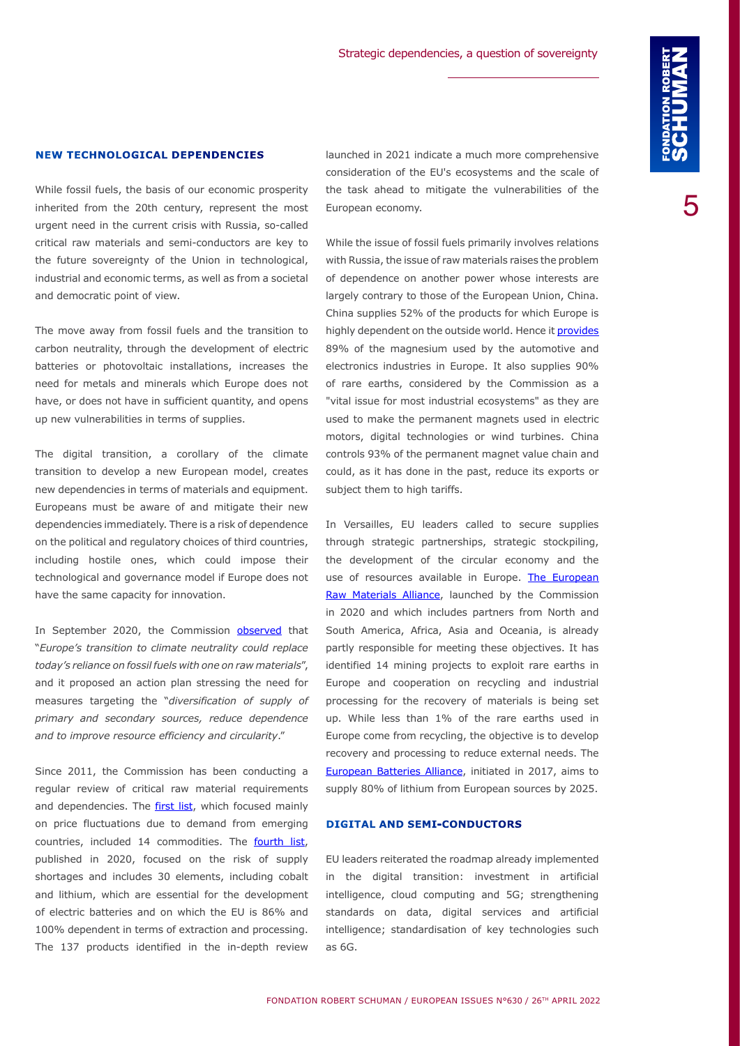## NEW TECHNOLOGICAL DEPENDENCIES

While fossil fuels, the basis of our economic prosperity inherited from the 20th century, represent the most urgent need in the current crisis with Russia, so-called critical raw materials and semi-conductors are key to the future sovereignty of the Union in technological, industrial and economic terms, as well as from a societal and democratic point of view.

The move away from fossil fuels and the transition to carbon neutrality, through the development of electric batteries or photovoltaic installations, increases the need for metals and minerals which Europe does not have, or does not have in sufficient quantity, and opens up new vulnerabilities in terms of supplies.

The digital transition, a corollary of the climate transition to develop a new European model, creates new dependencies in terms of materials and equipment. Europeans must be aware of and mitigate their new dependencies immediately. There is a risk of dependence on the political and regulatory choices of third countries, including hostile ones, which could impose their technological and governance model if Europe does not have the same capacity for innovation.

In September 2020, the Commission observed that "*Europe's transition to climate neutrality could replace today's reliance on fossil fuels with one on raw materials*", and it proposed an action plan stressing the need for measures targeting the "*diversification of supply of primary and secondary sources, reduce dependence and to improve resource efficiency and circularity*."

Since 2011, the Commission has been conducting a regular review of critical raw material requirements and dependencies. The first list, which focused mainly on price fluctuations due to demand from emerging countries, included 14 commodities. The fourth list, published in 2020, focused on the risk of supply shortages and includes 30 elements, including cobalt and lithium, which are essential for the development of electric batteries and on which the EU is 86% and 100% dependent in terms of extraction and processing. The 137 products identified in the in-depth review launched in 2021 indicate a much more comprehensive consideration of the EU's ecosystems and the scale of the task ahead to mitigate the vulnerabilities of the European economy.

While the issue of fossil fuels primarily involves relations with Russia, the issue of raw materials raises the problem of dependence on another power whose interests are largely contrary to those of the European Union, China. China supplies 52% of the products for which Europe is highly dependent on the outside world. Hence it provides 89% of the magnesium used by the automotive and electronics industries in Europe. It also supplies 90% of rare earths, considered by the Commission as a "vital issue for most industrial ecosystems" as they are used to make the permanent magnets used in electric motors, digital technologies or wind turbines. China controls 93% of the permanent magnet value chain and could, as it has done in the past, reduce its exports or subject them to high tariffs.

In Versailles, EU leaders called to secure supplies through strategic partnerships, strategic stockpiling, the development of the circular economy and the use of resources available in Europe. The European Raw Materials Alliance, launched by the Commission in 2020 and which includes partners from North and South America, Africa, Asia and Oceania, is already partly responsible for meeting these objectives. It has identified 14 mining projects to exploit rare earths in Europe and cooperation on recycling and industrial processing for the recovery of materials is being set up. While less than 1% of the rare earths used in Europe come from recycling, the objective is to develop recovery and processing to reduce external needs. The European Batteries Alliance, initiated in 2017, aims to supply 80% of lithium from European sources by 2025.

## DIGITAL AND SEMI-CONDUCTORS

EU leaders reiterated the roadmap already implemented in the digital transition: investment in artificial intelligence, cloud computing and 5G; strengthening standards on data, digital services and artificial intelligence; standardisation of key technologies such as 6G.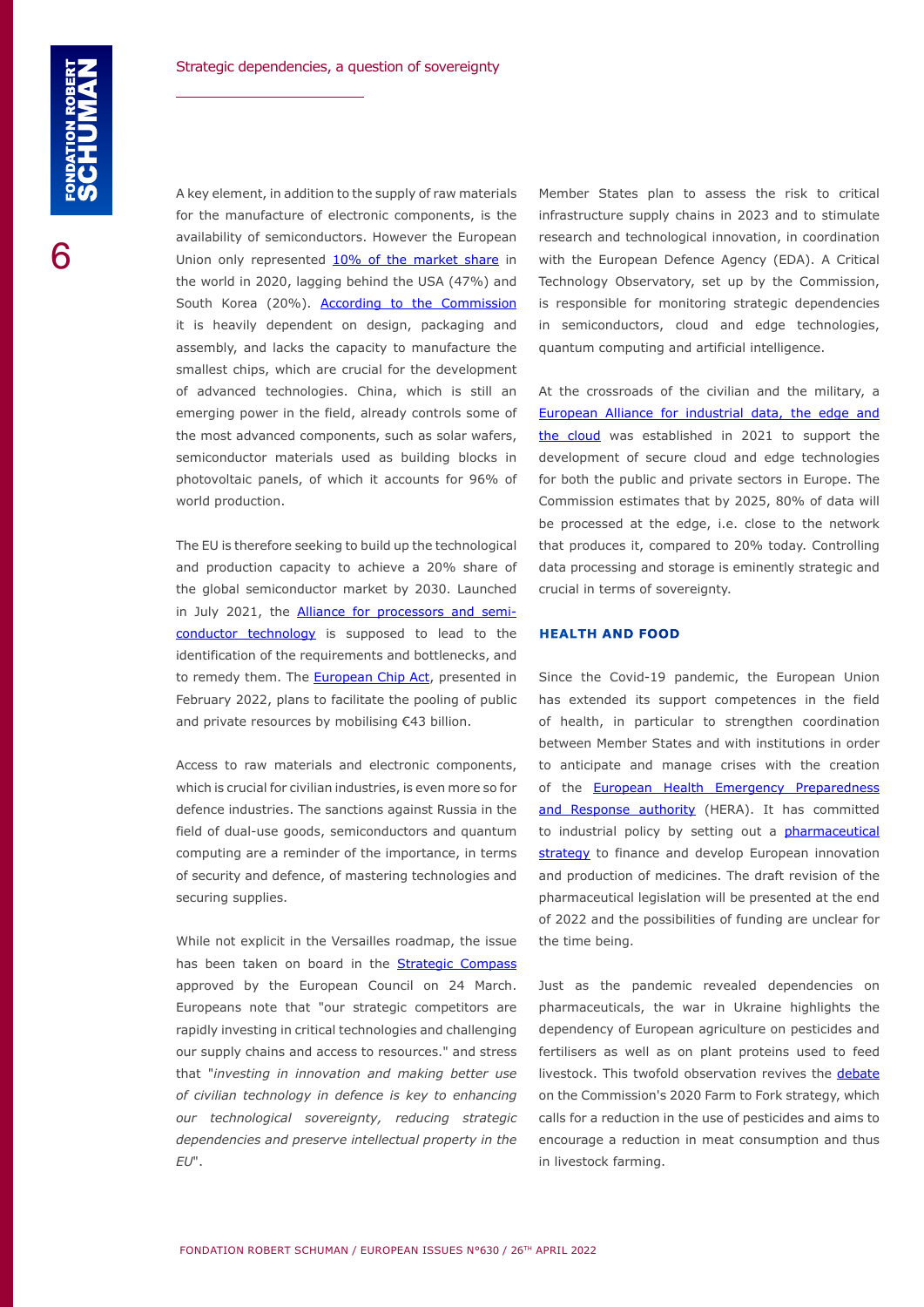A key element, in addition to the supply of raw materials for the manufacture of electronic components, is the availability of semiconductors. However the European Union only represented 10% of the market share in the world in 2020, lagging behind the USA (47%) and South Korea (20%). According to the Commission it is heavily dependent on design, packaging and assembly, and lacks the capacity to manufacture the smallest chips, which are crucial for the development of advanced technologies. China, which is still an emerging power in the field, already controls some of the most advanced components, such as solar wafers, semiconductor materials used as building blocks in photovoltaic panels, of which it accounts for 96% of world production.

The EU is therefore seeking to build up the technological and production capacity to achieve a 20% share of the global semiconductor market by 2030. Launched in July 2021, the Alliance for processors and semi-conductor technology is supposed to lead to the identification of the requirements and bottlenecks, and to remedy them. The European Chip Act, presented in February 2022, plans to facilitate the pooling of public and private resources by mobilising €43 billion.

Access to raw materials and electronic components, which is crucial for civilian industries, is even more so for defence industries. The sanctions against Russia in the field of dual-use goods, semiconductors and quantum computing are a reminder of the importance, in terms of security and defence, of mastering technologies and securing supplies.

While not explicit in the Versailles roadmap, the issue has been taken on board in the Strategic Compass approved by the European Council on 24 March. Europeans note that "our strategic competitors are rapidly investing in critical technologies and challenging our supply chains and access to resources." and stress that "*investing in innovation and making better use of civilian technology in defence is key to enhancing our technological sovereignty, reducing strategic dependencies and preserve intellectual property in the EU*".

Member States plan to assess the risk to critical infrastructure supply chains in 2023 and to stimulate research and technological innovation, in coordination with the European Defence Agency (EDA). A Critical Technology Observatory, set up by the Commission, is responsible for monitoring strategic dependencies in semiconductors, cloud and edge technologies, quantum computing and artificial intelligence.

At the crossroads of the civilian and the military, a European Alliance for industrial data, the edge and the cloud was established in 2021 to support the development of secure cloud and edge technologies for both the public and private sectors in Europe. The Commission estimates that by 2025, 80% of data will be processed at the edge, i.e. close to the network that produces it, compared to 20% today. Controlling data processing and storage is eminently strategic and crucial in terms of sovereignty.

## HEALTH AND FOOD

Since the Covid-19 pandemic, the European Union has extended its support competences in the field of health, in particular to strengthen coordination between Member States and with institutions in order to anticipate and manage crises with the creation of the European Health Emergency Preparedness and Response authority (HERA). It has committed to industrial policy by setting out a pharmaceutical strategy to finance and develop European innovation and production of medicines. The draft revision of the pharmaceutical legislation will be presented at the end of 2022 and the possibilities of funding are unclear for the time being.

Just as the pandemic revealed dependencies on pharmaceuticals, the war in Ukraine highlights the dependency of European agriculture on pesticides and fertilisers as well as on plant proteins used to feed livestock. This twofold observation revives the debate on the Commission's 2020 Farm to Fork strategy, which calls for a reduction in the use of pesticides and aims to encourage a reduction in meat consumption and thus in livestock farming.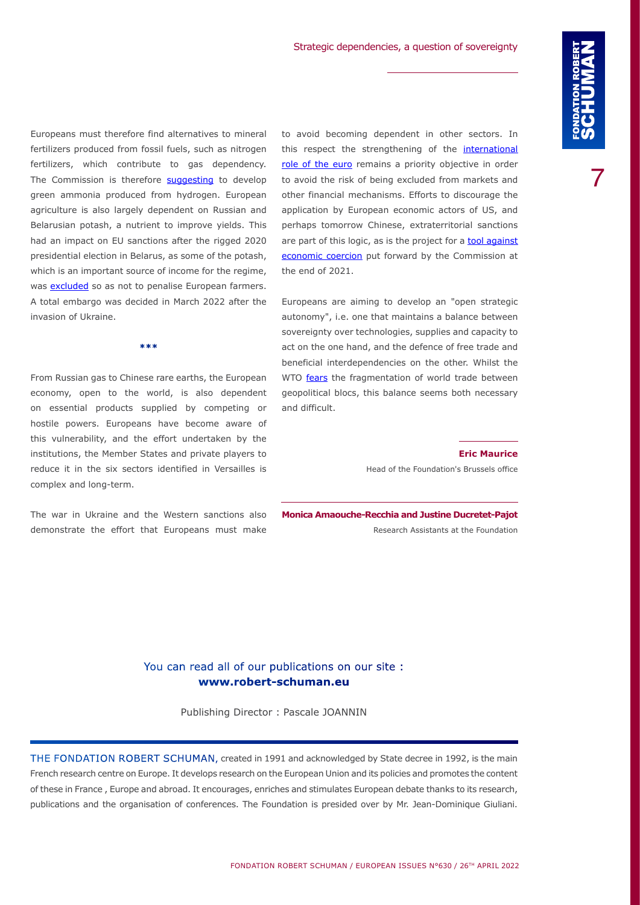Europeans must therefore find alternatives to mineral fertilizers produced from fossil fuels, such as nitrogen fertilizers, which contribute to gas dependency. The Commission is therefore suggesting to develop green ammonia produced from hydrogen. European agriculture is also largely dependent on Russian and Belarusian potash, a nutrient to improve yields. This had an impact on EU sanctions after the rigged 2020 presidential election in Belarus, as some of the potash, which is an important source of income for the regime, was excluded so as not to penalise European farmers. A total embargo was decided in March 2022 after the invasion of Ukraine.

***

From Russian gas to Chinese rare earths, the European economy, open to the world, is also dependent on essential products supplied by competing or hostile powers. Europeans have become aware of this vulnerability, and the effort undertaken by the institutions, the Member States and private players to reduce it in the six sectors identified in Versailles is complex and long-term.

The war in Ukraine and the Western sanctions also demonstrate the effort that Europeans must make to avoid becoming dependent in other sectors. In this respect the strengthening of the international role of the euro remains a priority objective in order to avoid the risk of being excluded from markets and other financial mechanisms. Efforts to discourage the application by European economic actors of US, and perhaps tomorrow Chinese, extraterritorial sanctions are part of this logic, as is the project for a tool against economic coercion put forward by the Commission at the end of 2021.

Europeans are aiming to develop an "open strategic autonomy", i.e. one that maintains a balance between sovereignty over technologies, supplies and capacity to act on the one hand, and the defence of free trade and beneficial interdependencies on the other. Whilst the WTO fears the fragmentation of world trade between geopolitical blocs, this balance seems both necessary and difficult.

**Eric Maurice**
Head of the Foundation's Brussels office

**Monica Amaouche-Recchia and Justine Ducretet-Pajot**
Research Assistants at the Foundation

You can read all of our publications on our site :
**www.robert-schuman.eu**

Publishing Director : Pascale JOANNIN

THE FONDATION ROBERT SCHUMAN, created in 1991 and acknowledged by State decree in 1992, is the main French research centre on Europe. It develops research on the European Union and its policies and promotes the content of these in France , Europe and abroad. It encourages, enriches and stimulates European debate thanks to its research, publications and the organisation of conferences. The Foundation is presided over by Mr. Jean-Dominique Giuliani.